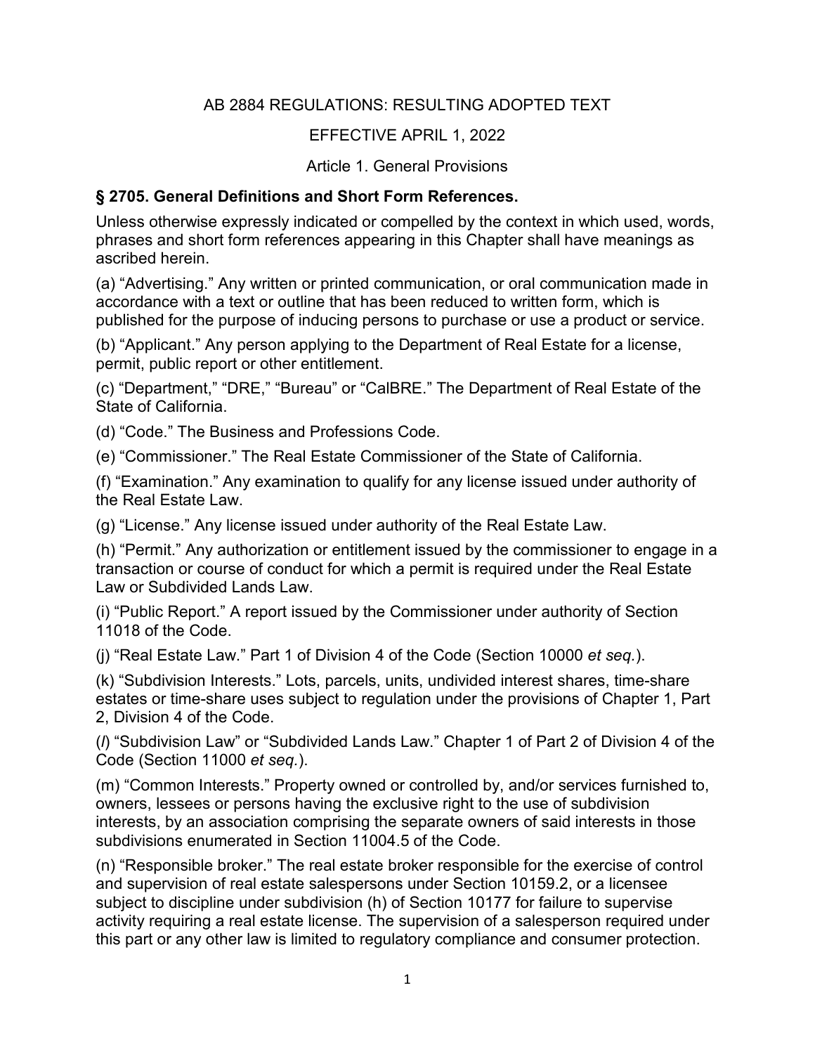AB 2884 REGULATIONS: RESULTING ADOPTED TEXT

EFFECTIVE APRIL 1, 2022

Article 1. General Provisions

### § 2705. General Definitions and Short Form References.

Unless otherwise expressly indicated or compelled by the context in which used, words, phrases and short form references appearing in this Chapter shall have meanings as ascribed herein.

(a) “Advertising.” Any written or printed communication, or oral communication made in accordance with a text or outline that has been reduced to written form, which is published for the purpose of inducing persons to purchase or use a product or service.

(b) “Applicant.” Any person applying to the Department of Real Estate for a license, permit, public report or other entitlement.

(c) “Department,” “DRE,” “Bureau” or “CalBRE.” The Department of Real Estate of the State of California.

(d) “Code.” The Business and Professions Code.

(e) “Commissioner.” The Real Estate Commissioner of the State of California.

(f) “Examination.” Any examination to qualify for any license issued under authority of the Real Estate Law.

(g) “License.” Any license issued under authority of the Real Estate Law.

(h) “Permit.” Any authorization or entitlement issued by the commissioner to engage in a transaction or course of conduct for which a permit is required under the Real Estate Law or Subdivided Lands Law.

(i) “Public Report.” A report issued by the Commissioner under authority of Section 11018 of the Code.

(j) “Real Estate Law.” Part 1 of Division 4 of the Code (Section 10000 *et seq.*).

(k) “Subdivision Interests.” Lots, parcels, units, undivided interest shares, time-share estates or time-share uses subject to regulation under the provisions of Chapter 1, Part 2, Division 4 of the Code.

(*l*) “Subdivision Law” or “Subdivided Lands Law.” Chapter 1 of Part 2 of Division 4 of the Code (Section 11000 *et seq.*).

(m) “Common Interests.” Property owned or controlled by, and/or services furnished to, owners, lessees or persons having the exclusive right to the use of subdivision interests, by an association comprising the separate owners of said interests in those subdivisions enumerated in Section 11004.5 of the Code.

(n) “Responsible broker.” The real estate broker responsible for the exercise of control and supervision of real estate salespersons under Section 10159.2, or a licensee subject to discipline under subdivision (h) of Section 10177 for failure to supervise activity requiring a real estate license. The supervision of a salesperson required under this part or any other law is limited to regulatory compliance and consumer protection.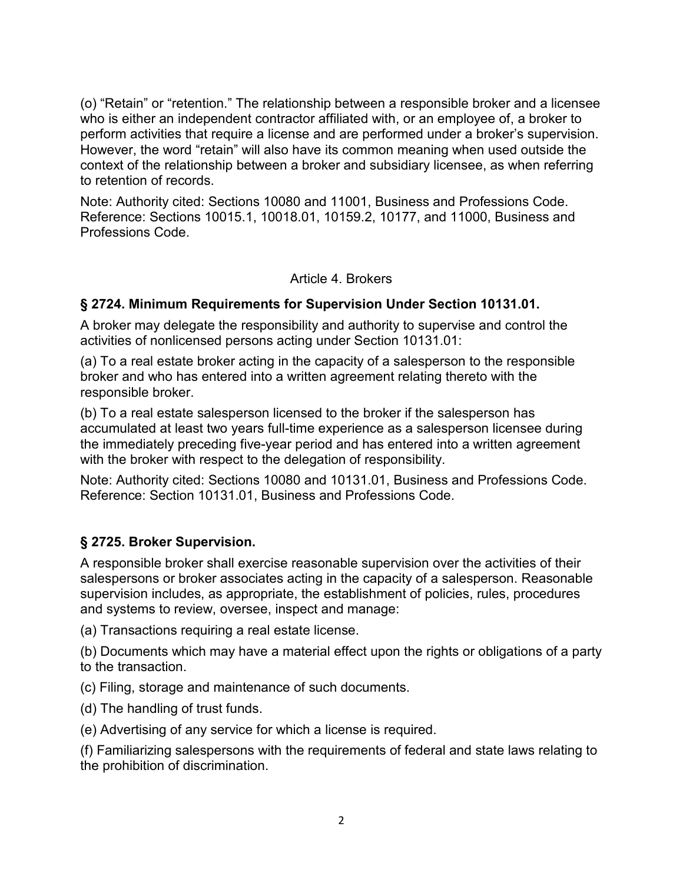(o) “Retain” or “retention.” The relationship between a responsible broker and a licensee who is either an independent contractor affiliated with, or an employee of, a broker to perform activities that require a license and are performed under a broker’s supervision. However, the word “retain” will also have its common meaning when used outside the context of the relationship between a broker and subsidiary licensee, as when referring to retention of records.

Note: Authority cited: Sections 10080 and 11001, Business and Professions Code. Reference: Sections 10015.1, 10018.01, 10159.2, 10177, and 11000, Business and Professions Code.

## Article 4. Brokers

### § 2724. Minimum Requirements for Supervision Under Section 10131.01.

A broker may delegate the responsibility and authority to supervise and control the activities of nonlicensed persons acting under Section 10131.01:

(a) To a real estate broker acting in the capacity of a salesperson to the responsible broker and who has entered into a written agreement relating thereto with the responsible broker.

(b) To a real estate salesperson licensed to the broker if the salesperson has accumulated at least two years full-time experience as a salesperson licensee during the immediately preceding five-year period and has entered into a written agreement with the broker with respect to the delegation of responsibility.

Note: Authority cited: Sections 10080 and 10131.01, Business and Professions Code. Reference: Section 10131.01, Business and Professions Code.

### § 2725. Broker Supervision.

A responsible broker shall exercise reasonable supervision over the activities of their salespersons or broker associates acting in the capacity of a salesperson. Reasonable supervision includes, as appropriate, the establishment of policies, rules, procedures and systems to review, oversee, inspect and manage:

(a) Transactions requiring a real estate license.

(b) Documents which may have a material effect upon the rights or obligations of a party to the transaction.

(c) Filing, storage and maintenance of such documents.

(d) The handling of trust funds.

(e) Advertising of any service for which a license is required.

(f) Familiarizing salespersons with the requirements of federal and state laws relating to the prohibition of discrimination.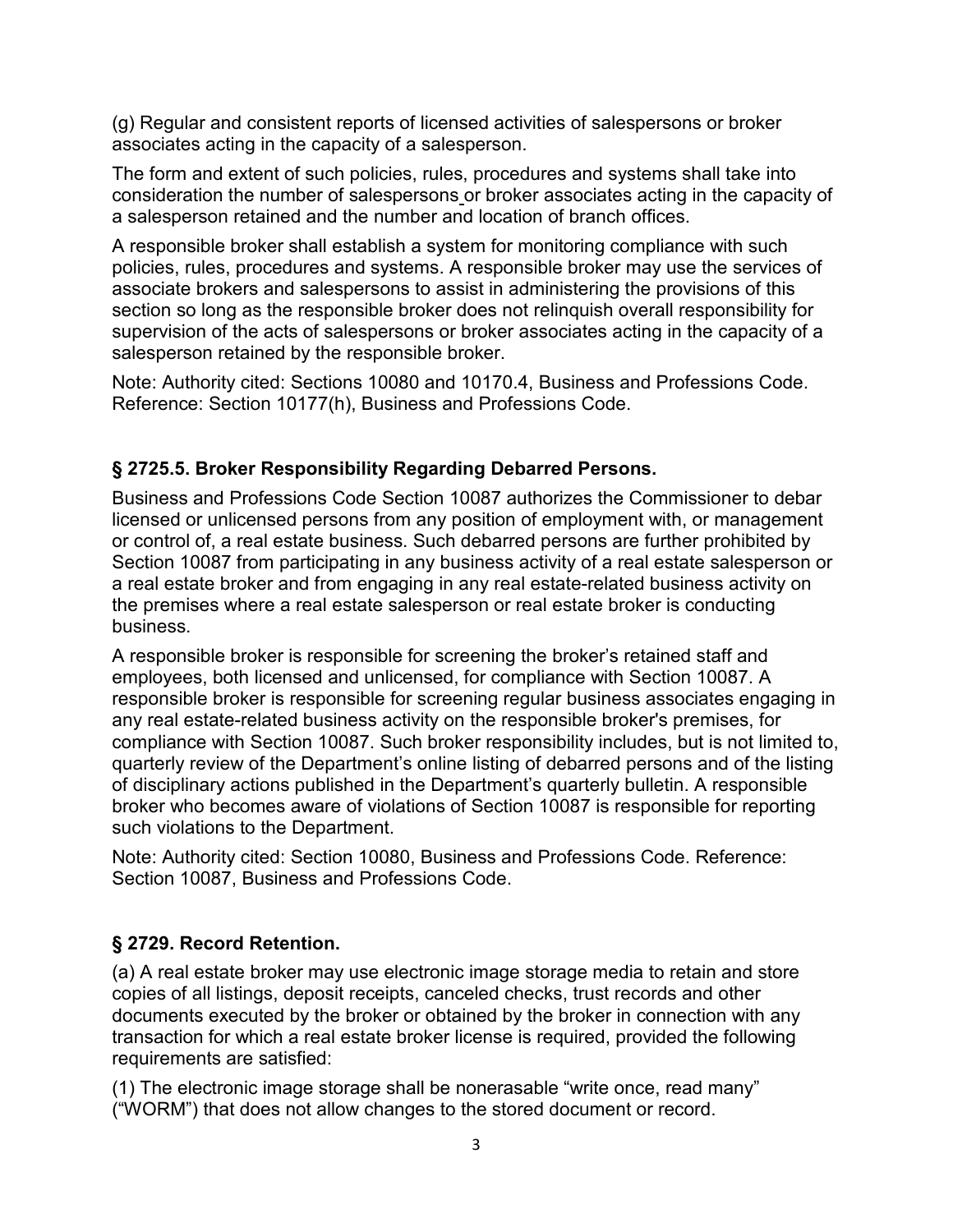(g) Regular and consistent reports of licensed activities of salespersons or broker associates acting in the capacity of a salesperson.

The form and extent of such policies, rules, procedures and systems shall take into consideration the number of salespersons or broker associates acting in the capacity of a salesperson retained and the number and location of branch offices.

A responsible broker shall establish a system for monitoring compliance with such policies, rules, procedures and systems. A responsible broker may use the services of associate brokers and salespersons to assist in administering the provisions of this section so long as the responsible broker does not relinquish overall responsibility for supervision of the acts of salespersons or broker associates acting in the capacity of a salesperson retained by the responsible broker.

Note: Authority cited: Sections 10080 and 10170.4, Business and Professions Code. Reference: Section 10177(h), Business and Professions Code.

### § 2725.5. Broker Responsibility Regarding Debarred Persons.

Business and Professions Code Section 10087 authorizes the Commissioner to debar licensed or unlicensed persons from any position of employment with, or management or control of, a real estate business. Such debarred persons are further prohibited by Section 10087 from participating in any business activity of a real estate salesperson or a real estate broker and from engaging in any real estate-related business activity on the premises where a real estate salesperson or real estate broker is conducting business.

A responsible broker is responsible for screening the broker's retained staff and employees, both licensed and unlicensed, for compliance with Section 10087. A responsible broker is responsible for screening regular business associates engaging in any real estate-related business activity on the responsible broker's premises, for compliance with Section 10087. Such broker responsibility includes, but is not limited to, quarterly review of the Department's online listing of debarred persons and of the listing of disciplinary actions published in the Department's quarterly bulletin. A responsible broker who becomes aware of violations of Section 10087 is responsible for reporting such violations to the Department.

Note: Authority cited: Section 10080, Business and Professions Code. Reference: Section 10087, Business and Professions Code.

### § 2729. Record Retention.

(a) A real estate broker may use electronic image storage media to retain and store copies of all listings, deposit receipts, canceled checks, trust records and other documents executed by the broker or obtained by the broker in connection with any transaction for which a real estate broker license is required, provided the following requirements are satisfied:

(1) The electronic image storage shall be nonerasable "write once, read many" ("WORM") that does not allow changes to the stored document or record.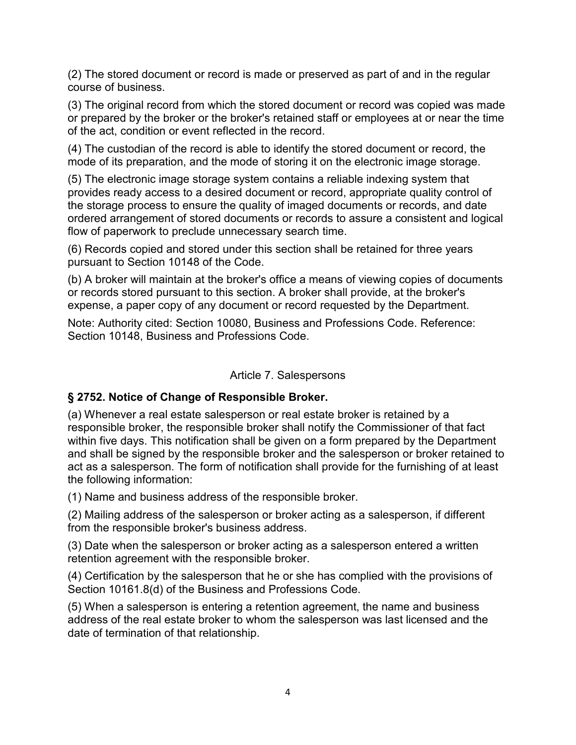(2) The stored document or record is made or preserved as part of and in the regular course of business.

(3) The original record from which the stored document or record was copied was made or prepared by the broker or the broker's retained staff or employees at or near the time of the act, condition or event reflected in the record.

(4) The custodian of the record is able to identify the stored document or record, the mode of its preparation, and the mode of storing it on the electronic image storage.

(5) The electronic image storage system contains a reliable indexing system that provides ready access to a desired document or record, appropriate quality control of the storage process to ensure the quality of imaged documents or records, and date ordered arrangement of stored documents or records to assure a consistent and logical flow of paperwork to preclude unnecessary search time.

(6) Records copied and stored under this section shall be retained for three years pursuant to Section 10148 of the Code.

(b) A broker will maintain at the broker's office a means of viewing copies of documents or records stored pursuant to this section. A broker shall provide, at the broker's expense, a paper copy of any document or record requested by the Department.

Note: Authority cited: Section 10080, Business and Professions Code. Reference: Section 10148, Business and Professions Code.

## Article 7. Salespersons

### § 2752. Notice of Change of Responsible Broker.

(a) Whenever a real estate salesperson or real estate broker is retained by a responsible broker, the responsible broker shall notify the Commissioner of that fact within five days. This notification shall be given on a form prepared by the Department and shall be signed by the responsible broker and the salesperson or broker retained to act as a salesperson. The form of notification shall provide for the furnishing of at least the following information:

(1) Name and business address of the responsible broker.

(2) Mailing address of the salesperson or broker acting as a salesperson, if different from the responsible broker's business address.

(3) Date when the salesperson or broker acting as a salesperson entered a written retention agreement with the responsible broker.

(4) Certification by the salesperson that he or she has complied with the provisions of Section 10161.8(d) of the Business and Professions Code.

(5) When a salesperson is entering a retention agreement, the name and business address of the real estate broker to whom the salesperson was last licensed and the date of termination of that relationship.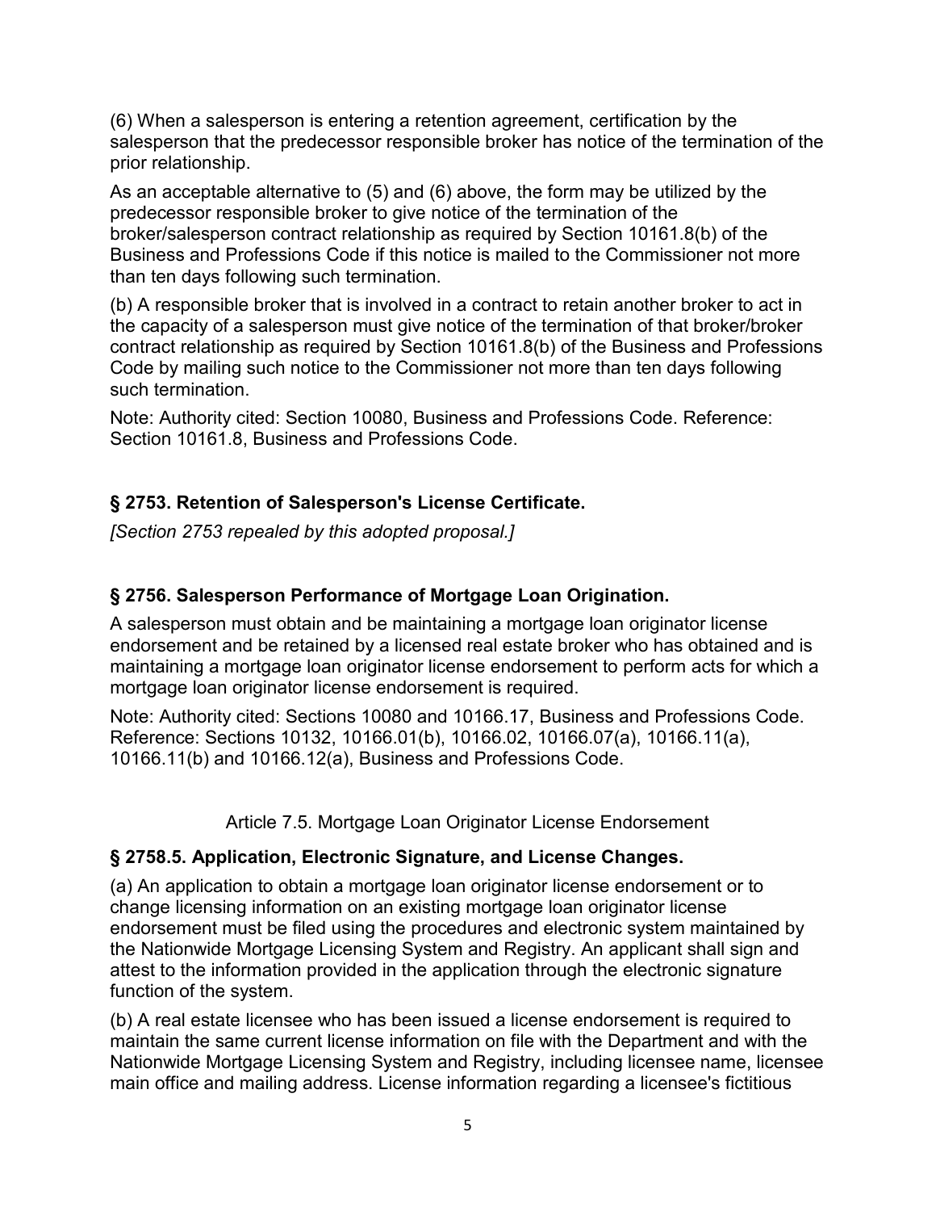(6) When a salesperson is entering a retention agreement, certification by the salesperson that the predecessor responsible broker has notice of the termination of the prior relationship.

As an acceptable alternative to (5) and (6) above, the form may be utilized by the predecessor responsible broker to give notice of the termination of the broker/salesperson contract relationship as required by Section 10161.8(b) of the Business and Professions Code if this notice is mailed to the Commissioner not more than ten days following such termination.

(b) A responsible broker that is involved in a contract to retain another broker to act in the capacity of a salesperson must give notice of the termination of that broker/broker contract relationship as required by Section 10161.8(b) of the Business and Professions Code by mailing such notice to the Commissioner not more than ten days following such termination.

Note: Authority cited: Section 10080, Business and Professions Code. Reference: Section 10161.8, Business and Professions Code.

### § 2753. Retention of Salesperson's License Certificate.

*[Section 2753 repealed by this adopted proposal.]*

### § 2756. Salesperson Performance of Mortgage Loan Origination.

A salesperson must obtain and be maintaining a mortgage loan originator license endorsement and be retained by a licensed real estate broker who has obtained and is maintaining a mortgage loan originator license endorsement to perform acts for which a mortgage loan originator license endorsement is required.

Note: Authority cited: Sections 10080 and 10166.17, Business and Professions Code. Reference: Sections 10132, 10166.01(b), 10166.02, 10166.07(a), 10166.11(a), 10166.11(b) and 10166.12(a), Business and Professions Code.

## Article 7.5. Mortgage Loan Originator License Endorsement

### § 2758.5. Application, Electronic Signature, and License Changes.

(a) An application to obtain a mortgage loan originator license endorsement or to change licensing information on an existing mortgage loan originator license endorsement must be filed using the procedures and electronic system maintained by the Nationwide Mortgage Licensing System and Registry. An applicant shall sign and attest to the information provided in the application through the electronic signature function of the system.

(b) A real estate licensee who has been issued a license endorsement is required to maintain the same current license information on file with the Department and with the Nationwide Mortgage Licensing System and Registry, including licensee name, licensee main office and mailing address. License information regarding a licensee's fictitious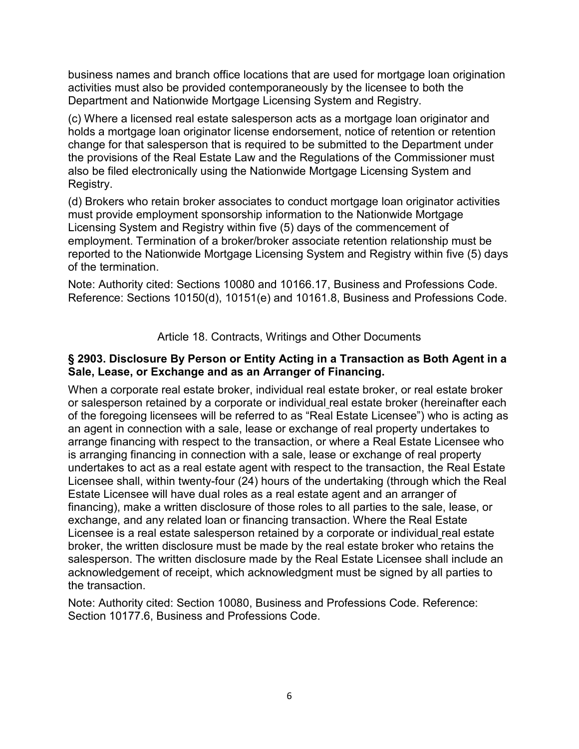business names and branch office locations that are used for mortgage loan origination activities must also be provided contemporaneously by the licensee to both the Department and Nationwide Mortgage Licensing System and Registry.

(c) Where a licensed real estate salesperson acts as a mortgage loan originator and holds a mortgage loan originator license endorsement, notice of retention or retention change for that salesperson that is required to be submitted to the Department under the provisions of the Real Estate Law and the Regulations of the Commissioner must also be filed electronically using the Nationwide Mortgage Licensing System and Registry.

(d) Brokers who retain broker associates to conduct mortgage loan originator activities must provide employment sponsorship information to the Nationwide Mortgage Licensing System and Registry within five (5) days of the commencement of employment. Termination of a broker/broker associate retention relationship must be reported to the Nationwide Mortgage Licensing System and Registry within five (5) days of the termination.

Note: Authority cited: Sections 10080 and 10166.17, Business and Professions Code. Reference: Sections 10150(d), 10151(e) and 10161.8, Business and Professions Code.

## Article 18. Contracts, Writings and Other Documents

### § 2903. Disclosure By Person or Entity Acting in a Transaction as Both Agent in a Sale, Lease, or Exchange and as an Arranger of Financing.

When a corporate real estate broker, individual real estate broker, or real estate broker or salesperson retained by a corporate or individual real estate broker (hereinafter each of the foregoing licensees will be referred to as "Real Estate Licensee") who is acting as an agent in connection with a sale, lease or exchange of real property undertakes to arrange financing with respect to the transaction, or where a Real Estate Licensee who is arranging financing in connection with a sale, lease or exchange of real property undertakes to act as a real estate agent with respect to the transaction, the Real Estate Licensee shall, within twenty-four (24) hours of the undertaking (through which the Real Estate Licensee will have dual roles as a real estate agent and an arranger of financing), make a written disclosure of those roles to all parties to the sale, lease, or exchange, and any related loan or financing transaction. Where the Real Estate Licensee is a real estate salesperson retained by a corporate or individual real estate broker, the written disclosure must be made by the real estate broker who retains the salesperson. The written disclosure made by the Real Estate Licensee shall include an acknowledgement of receipt, which acknowledgment must be signed by all parties to the transaction.

Note: Authority cited: Section 10080, Business and Professions Code. Reference: Section 10177.6, Business and Professions Code.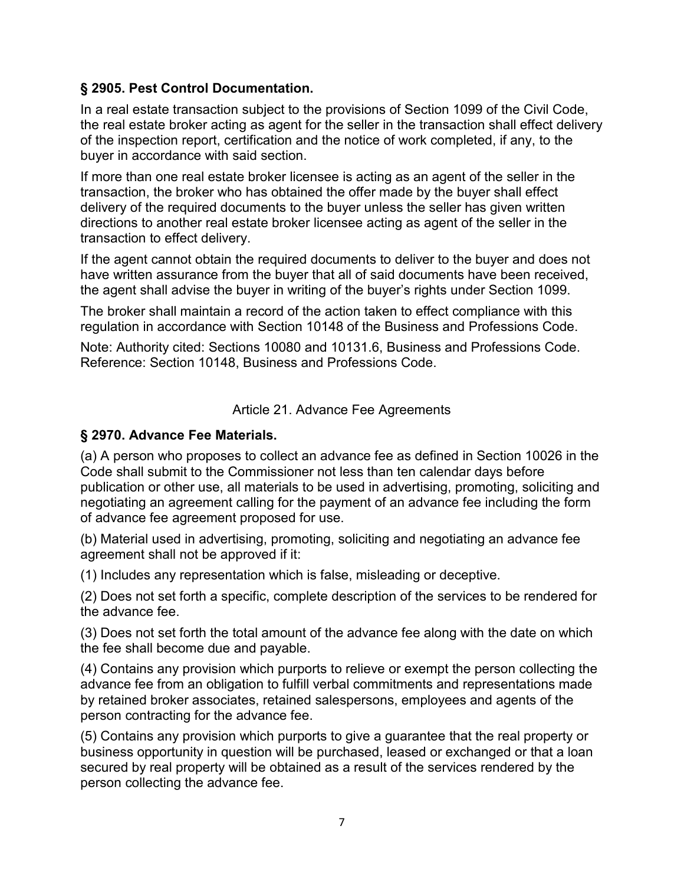### § 2905. Pest Control Documentation.

In a real estate transaction subject to the provisions of Section 1099 of the Civil Code, the real estate broker acting as agent for the seller in the transaction shall effect delivery of the inspection report, certification and the notice of work completed, if any, to the buyer in accordance with said section.

If more than one real estate broker licensee is acting as an agent of the seller in the transaction, the broker who has obtained the offer made by the buyer shall effect delivery of the required documents to the buyer unless the seller has given written directions to another real estate broker licensee acting as agent of the seller in the transaction to effect delivery.

If the agent cannot obtain the required documents to deliver to the buyer and does not have written assurance from the buyer that all of said documents have been received, the agent shall advise the buyer in writing of the buyer's rights under Section 1099.

The broker shall maintain a record of the action taken to effect compliance with this regulation in accordance with Section 10148 of the Business and Professions Code.

Note: Authority cited: Sections 10080 and 10131.6, Business and Professions Code. Reference: Section 10148, Business and Professions Code.

## Article 21. Advance Fee Agreements

### § 2970. Advance Fee Materials.

(a) A person who proposes to collect an advance fee as defined in Section 10026 in the Code shall submit to the Commissioner not less than ten calendar days before publication or other use, all materials to be used in advertising, promoting, soliciting and negotiating an agreement calling for the payment of an advance fee including the form of advance fee agreement proposed for use.

(b) Material used in advertising, promoting, soliciting and negotiating an advance fee agreement shall not be approved if it:

(1) Includes any representation which is false, misleading or deceptive.

(2) Does not set forth a specific, complete description of the services to be rendered for the advance fee.

(3) Does not set forth the total amount of the advance fee along with the date on which the fee shall become due and payable.

(4) Contains any provision which purports to relieve or exempt the person collecting the advance fee from an obligation to fulfill verbal commitments and representations made by retained broker associates, retained salespersons, employees and agents of the person contracting for the advance fee.

(5) Contains any provision which purports to give a guarantee that the real property or business opportunity in question will be purchased, leased or exchanged or that a loan secured by real property will be obtained as a result of the services rendered by the person collecting the advance fee.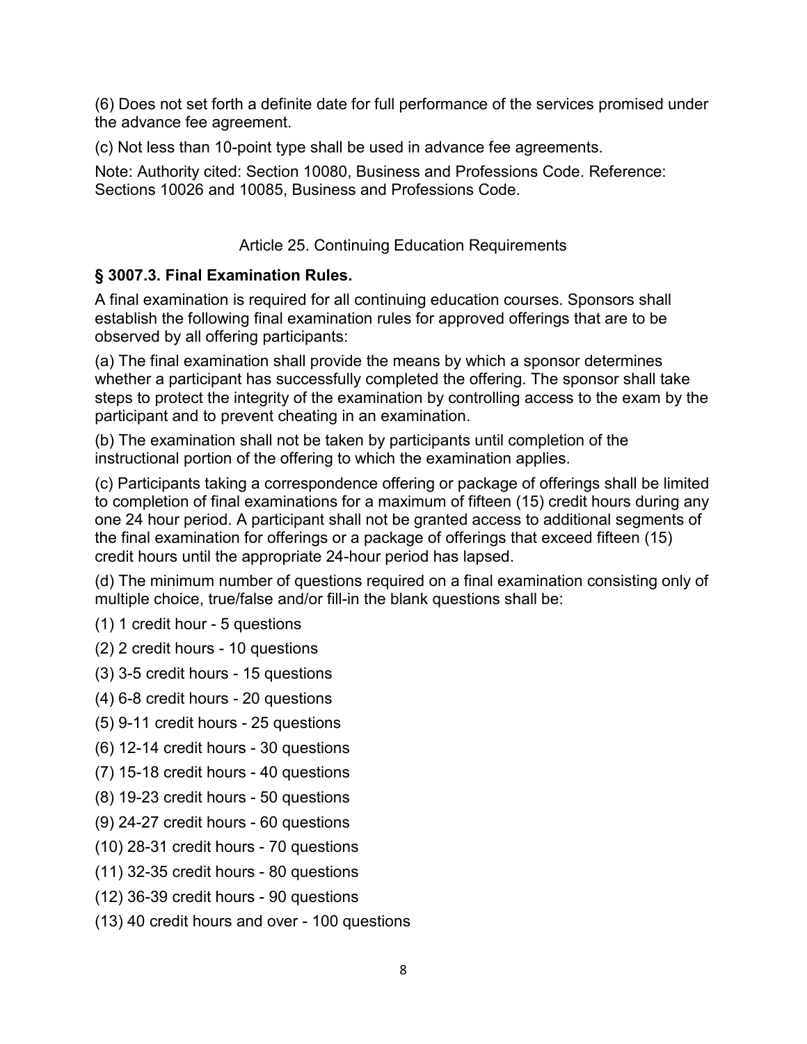(6) Does not set forth a definite date for full performance of the services promised under the advance fee agreement.

(c) Not less than 10-point type shall be used in advance fee agreements.

Note: Authority cited: Section 10080, Business and Professions Code. Reference: Sections 10026 and 10085, Business and Professions Code.

## Article 25. Continuing Education Requirements

### § 3007.3. Final Examination Rules.

A final examination is required for all continuing education courses. Sponsors shall establish the following final examination rules for approved offerings that are to be observed by all offering participants:

(a) The final examination shall provide the means by which a sponsor determines whether a participant has successfully completed the offering. The sponsor shall take steps to protect the integrity of the examination by controlling access to the exam by the participant and to prevent cheating in an examination.

(b) The examination shall not be taken by participants until completion of the instructional portion of the offering to which the examination applies.

(c) Participants taking a correspondence offering or package of offerings shall be limited to completion of final examinations for a maximum of fifteen (15) credit hours during any one 24 hour period. A participant shall not be granted access to additional segments of the final examination for offerings or a package of offerings that exceed fifteen (15) credit hours until the appropriate 24-hour period has lapsed.

(d) The minimum number of questions required on a final examination consisting only of multiple choice, true/false and/or fill-in the blank questions shall be:

(1) 1 credit hour - 5 questions

(2) 2 credit hours - 10 questions

(3) 3-5 credit hours - 15 questions

(4) 6-8 credit hours - 20 questions

(5) 9-11 credit hours - 25 questions

(6) 12-14 credit hours - 30 questions

(7) 15-18 credit hours - 40 questions

(8) 19-23 credit hours - 50 questions

(9) 24-27 credit hours - 60 questions

(10) 28-31 credit hours - 70 questions

(11) 32-35 credit hours - 80 questions

(12) 36-39 credit hours - 90 questions

(13) 40 credit hours and over - 100 questions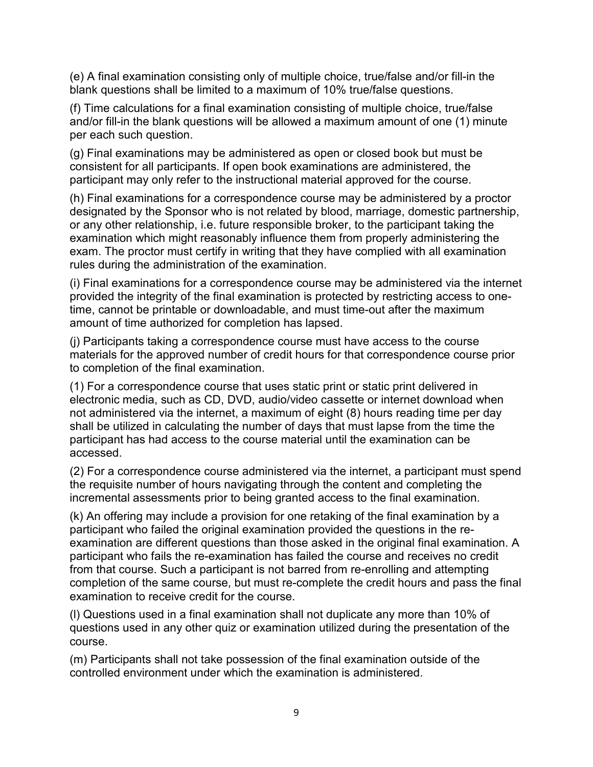(e) A final examination consisting only of multiple choice, true/false and/or fill-in the blank questions shall be limited to a maximum of 10% true/false questions.

(f) Time calculations for a final examination consisting of multiple choice, true/false and/or fill-in the blank questions will be allowed a maximum amount of one (1) minute per each such question.

(g) Final examinations may be administered as open or closed book but must be consistent for all participants. If open book examinations are administered, the participant may only refer to the instructional material approved for the course.

(h) Final examinations for a correspondence course may be administered by a proctor designated by the Sponsor who is not related by blood, marriage, domestic partnership, or any other relationship, i.e. future responsible broker, to the participant taking the examination which might reasonably influence them from properly administering the exam. The proctor must certify in writing that they have complied with all examination rules during the administration of the examination.

(i) Final examinations for a correspondence course may be administered via the internet provided the integrity of the final examination is protected by restricting access to one-time, cannot be printable or downloadable, and must time-out after the maximum amount of time authorized for completion has lapsed.

(j) Participants taking a correspondence course must have access to the course materials for the approved number of credit hours for that correspondence course prior to completion of the final examination.

(1) For a correspondence course that uses static print or static print delivered in electronic media, such as CD, DVD, audio/video cassette or internet download when not administered via the internet, a maximum of eight (8) hours reading time per day shall be utilized in calculating the number of days that must lapse from the time the participant has had access to the course material until the examination can be accessed.

(2) For a correspondence course administered via the internet, a participant must spend the requisite number of hours navigating through the content and completing the incremental assessments prior to being granted access to the final examination.

(k) An offering may include a provision for one retaking of the final examination by a participant who failed the original examination provided the questions in the re-examination are different questions than those asked in the original final examination. A participant who fails the re-examination has failed the course and receives no credit from that course. Such a participant is not barred from re-enrolling and attempting completion of the same course, but must re-complete the credit hours and pass the final examination to receive credit for the course.

(l) Questions used in a final examination shall not duplicate any more than 10% of questions used in any other quiz or examination utilized during the presentation of the course.

(m) Participants shall not take possession of the final examination outside of the controlled environment under which the examination is administered.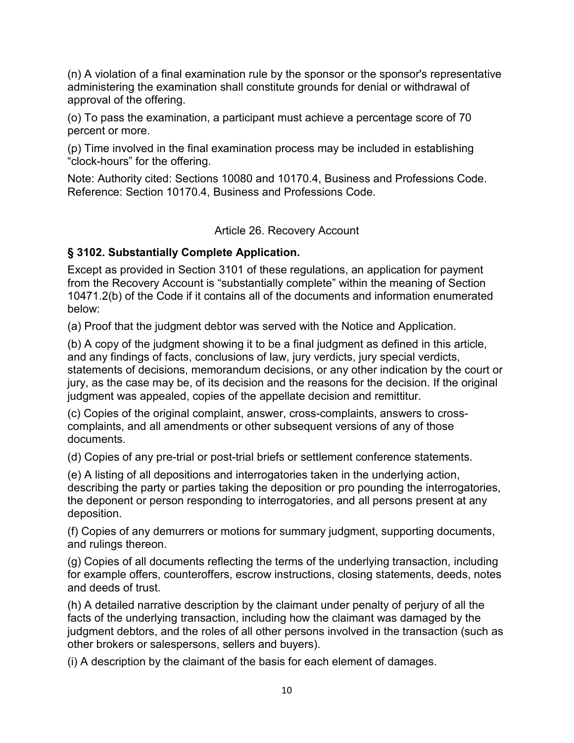(n) A violation of a final examination rule by the sponsor or the sponsor's representative administering the examination shall constitute grounds for denial or withdrawal of approval of the offering.

(o) To pass the examination, a participant must achieve a percentage score of 70 percent or more.

(p) Time involved in the final examination process may be included in establishing "clock-hours" for the offering.

Note: Authority cited: Sections 10080 and 10170.4, Business and Professions Code. Reference: Section 10170.4, Business and Professions Code.

## Article 26. Recovery Account

### § 3102. Substantially Complete Application.

Except as provided in Section 3101 of these regulations, an application for payment from the Recovery Account is "substantially complete" within the meaning of Section 10471.2(b) of the Code if it contains all of the documents and information enumerated below:

(a) Proof that the judgment debtor was served with the Notice and Application.

(b) A copy of the judgment showing it to be a final judgment as defined in this article, and any findings of facts, conclusions of law, jury verdicts, jury special verdicts, statements of decisions, memorandum decisions, or any other indication by the court or jury, as the case may be, of its decision and the reasons for the decision. If the original judgment was appealed, copies of the appellate decision and remittitur.

(c) Copies of the original complaint, answer, cross-complaints, answers to cross-complaints, and all amendments or other subsequent versions of any of those documents.

(d) Copies of any pre-trial or post-trial briefs or settlement conference statements.

(e) A listing of all depositions and interrogatories taken in the underlying action, describing the party or parties taking the deposition or pro pounding the interrogatories, the deponent or person responding to interrogatories, and all persons present at any deposition.

(f) Copies of any demurrers or motions for summary judgment, supporting documents, and rulings thereon.

(g) Copies of all documents reflecting the terms of the underlying transaction, including for example offers, counteroffers, escrow instructions, closing statements, deeds, notes and deeds of trust.

(h) A detailed narrative description by the claimant under penalty of perjury of all the facts of the underlying transaction, including how the claimant was damaged by the judgment debtors, and the roles of all other persons involved in the transaction (such as other brokers or salespersons, sellers and buyers).

(i) A description by the claimant of the basis for each element of damages.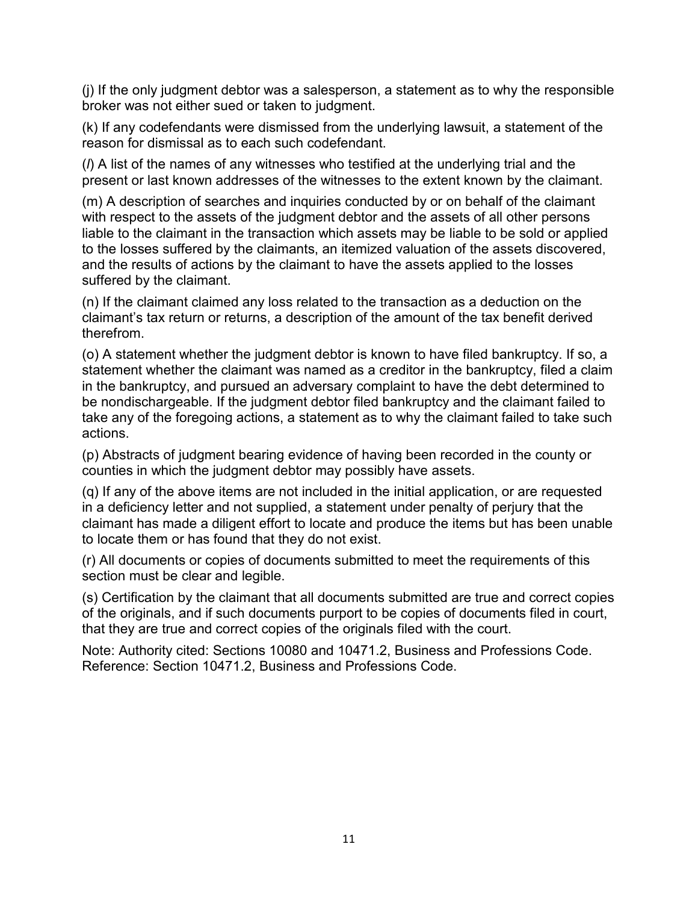(j) If the only judgment debtor was a salesperson, a statement as to why the responsible broker was not either sued or taken to judgment.

(k) If any codefendants were dismissed from the underlying lawsuit, a statement of the reason for dismissal as to each such codefendant.

(*l*) A list of the names of any witnesses who testified at the underlying trial and the present or last known addresses of the witnesses to the extent known by the claimant.

(m) A description of searches and inquiries conducted by or on behalf of the claimant with respect to the assets of the judgment debtor and the assets of all other persons liable to the claimant in the transaction which assets may be liable to be sold or applied to the losses suffered by the claimants, an itemized valuation of the assets discovered, and the results of actions by the claimant to have the assets applied to the losses suffered by the claimant.

(n) If the claimant claimed any loss related to the transaction as a deduction on the claimant's tax return or returns, a description of the amount of the tax benefit derived therefrom.

(o) A statement whether the judgment debtor is known to have filed bankruptcy. If so, a statement whether the claimant was named as a creditor in the bankruptcy, filed a claim in the bankruptcy, and pursued an adversary complaint to have the debt determined to be nondischargeable. If the judgment debtor filed bankruptcy and the claimant failed to take any of the foregoing actions, a statement as to why the claimant failed to take such actions.

(p) Abstracts of judgment bearing evidence of having been recorded in the county or counties in which the judgment debtor may possibly have assets.

(q) If any of the above items are not included in the initial application, or are requested in a deficiency letter and not supplied, a statement under penalty of perjury that the claimant has made a diligent effort to locate and produce the items but has been unable to locate them or has found that they do not exist.

(r) All documents or copies of documents submitted to meet the requirements of this section must be clear and legible.

(s) Certification by the claimant that all documents submitted are true and correct copies of the originals, and if such documents purport to be copies of documents filed in court, that they are true and correct copies of the originals filed with the court.

Note: Authority cited: Sections 10080 and 10471.2, Business and Professions Code. Reference: Section 10471.2, Business and Professions Code.